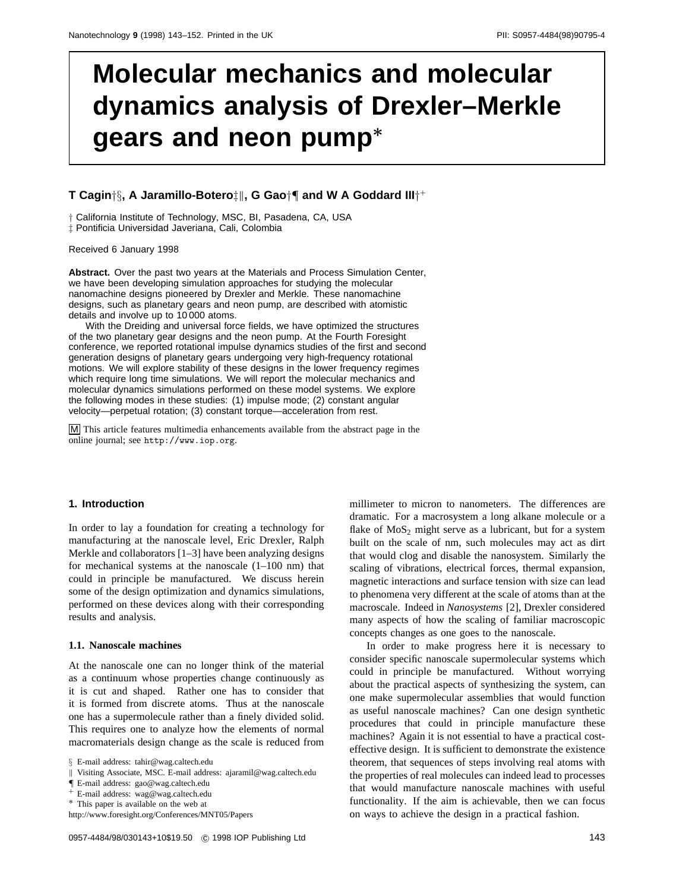# Molecular mechanics and molecular dynamics analysis of Drexler–Merkle gears and neon pump*

**T Cagin†§, A Jaramillo-Botero‡‖, G Gao†¶ and W A Goddard III†+**

† California Institute of Technology, MSC, BI, Pasadena, CA, USA
‡ Pontificia Universidad Javeriana, Cali, Colombia

Received 6 January 1998

**Abstract.** Over the past two years at the Materials and Process Simulation Center, we have been developing simulation approaches for studying the molecular nanomachine designs pioneered by Drexler and Merkle. These nanomachine designs, such as planetary gears and neon pump, are described with atomistic details and involve up to 10 000 atoms.

With the Dreiding and universal force fields, we have optimized the structures of the two planetary gear designs and the neon pump. At the Fourth Foresight conference, we reported rotational impulse dynamics studies of the first and second generation designs of planetary gears undergoing very high-frequency rotational motions. We will explore stability of these designs in the lower frequency regimes which require long time simulations. We will report the molecular mechanics and molecular dynamics simulations performed on these model systems. We explore the following modes in these studies: (1) impulse mode; (2) constant angular velocity—perpetual rotation; (3) constant torque—acceleration from rest.

M This article features multimedia enhancements available from the abstract page in the online journal; see http://www.iop.org.

## 1. Introduction

In order to lay a foundation for creating a technology for manufacturing at the nanoscale level, Eric Drexler, Ralph Merkle and collaborators [1–3] have been analyzing designs for mechanical systems at the nanoscale (1–100 nm) that could in principle be manufactured. We discuss herein some of the design optimization and dynamics simulations, performed on these devices along with their corresponding results and analysis.

### 1.1. Nanoscale machines

At the nanoscale one can no longer think of the material as a continuum whose properties change continuously as it is cut and shaped. Rather one has to consider that it is formed from discrete atoms. Thus at the nanoscale one has a supermolecule rather than a finely divided solid. This requires one to analyze how the elements of normal macromaterials design change as the scale is reduced from millimeter to micron to nanometers. The differences are dramatic. For a macrosystem a long alkane molecule or a flake of $MoS_2$ might serve as a lubricant, but for a system built on the scale of nm, such molecules may act as dirt that would clog and disable the nanosystem. Similarly the scaling of vibrations, electrical forces, thermal expansion, magnetic interactions and surface tension with size can lead to phenomena very different at the scale of atoms than at the macroscale. Indeed in *Nanosystems* [2], Drexler considered many aspects of how the scaling of familiar macroscopic concepts changes as one goes to the nanoscale.

In order to make progress here it is necessary to consider specific nanoscale supermolecular systems which could in principle be manufactured. Without worrying about the practical aspects of synthesizing the system, can one make supermolecular assemblies that would function as useful nanoscale machines? Can one design synthetic procedures that could in principle manufacture these machines? Again it is not essential to have a practical cost-effective design. It is sufficient to demonstrate the existence theorem, that sequences of steps involving real atoms with the properties of real molecules can indeed lead to processes that would manufacture nanoscale machines with useful functionality. If the aim is achievable, then we can focus on ways to achieve the design in a practical fashion.

§ E-mail address: tahir@wag.caltech.edu
‖ Visiting Associate, MSC. E-mail address: ajaramil@wag.caltech.edu
¶ E-mail address: gao@wag.caltech.edu
+ E-mail address: wag@wag.caltech.edu
* This paper is available on the web at http://www.foresight.org/Conferences/MNT05/Papers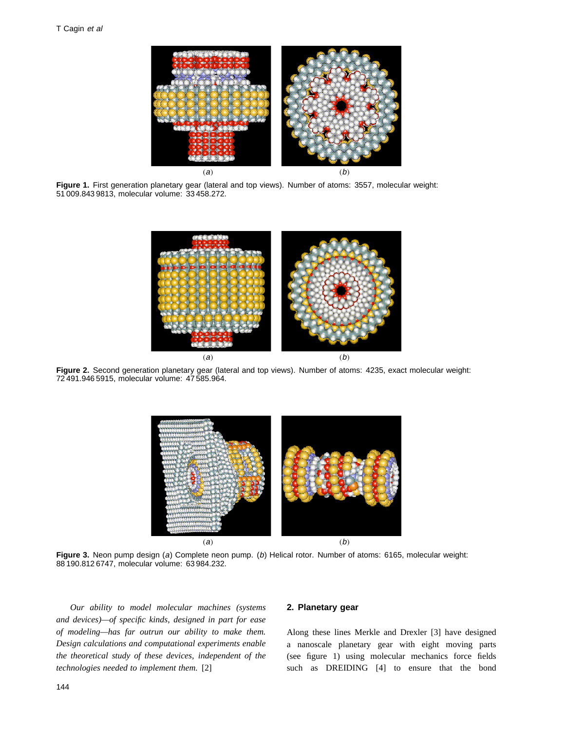(*a*) (*b*)

**Figure 1.** First generation planetary gear (lateral and top views). Number of atoms: 3557, molecular weight: 51 009.843 9813, molecular volume: 33 458.272.

(*a*) (*b*)

**Figure 2.** Second generation planetary gear (lateral and top views). Number of atoms: 4235, exact molecular weight: 72 491.946 5915, molecular volume: 47 585.964.

(*a*) (*b*)

**Figure 3.** Neon pump design (*a*) Complete neon pump. (*b*) Helical rotor. Number of atoms: 6165, molecular weight: 88 190.812 6747, molecular volume: 63 984.232.

*Our ability to model molecular machines (systems and devices)—of specific kinds, designed in part for ease of modeling—has far outrun our ability to make them. Design calculations and computational experiments enable the theoretical study of these devices, independent of the technologies needed to implement them.* [2]

## 2. Planetary gear

Along these lines Merkle and Drexler [3] have designed a nanoscale planetary gear with eight moving parts (see figure 1) using molecular mechanics force fields such as DREIDING [4] to ensure that the bond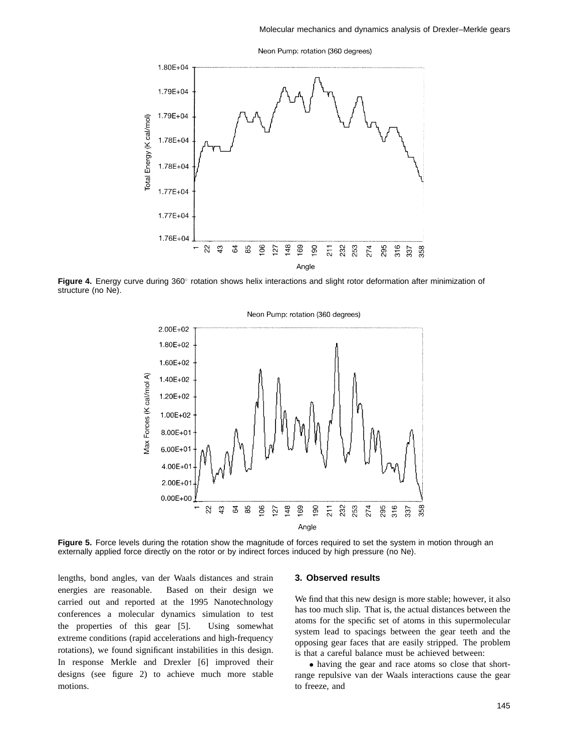**Figure 4.** Energy curve during 360° rotation shows helix interactions and slight rotor deformation after minimization of structure (no Ne).

**Figure 5.** Force levels during the rotation show the magnitude of forces required to set the system in motion through an externally applied force directly on the rotor or by indirect forces induced by high pressure (no Ne).

lengths, bond angles, van der Waals distances and strain energies are reasonable. Based on their design we carried out and reported at the 1995 Nanotechnology conferences a molecular dynamics simulation to test the properties of this gear [5]. Using somewhat extreme conditions (rapid accelerations and high-frequency rotations), we found significant instabilities in this design. In response Merkle and Drexler [6] improved their designs (see figure 2) to achieve much more stable motions.

## 3. Observed results

We find that this new design is more stable; however, it also has too much slip. That is, the actual distances between the atoms for the specific set of atoms in this supermolecular system lead to spacings between the gear teeth and the opposing gear faces that are easily stripped. The problem is that a careful balance must be achieved between:

- having the gear and race atoms so close that short-range repulsive van der Waals interactions cause the gear to freeze, and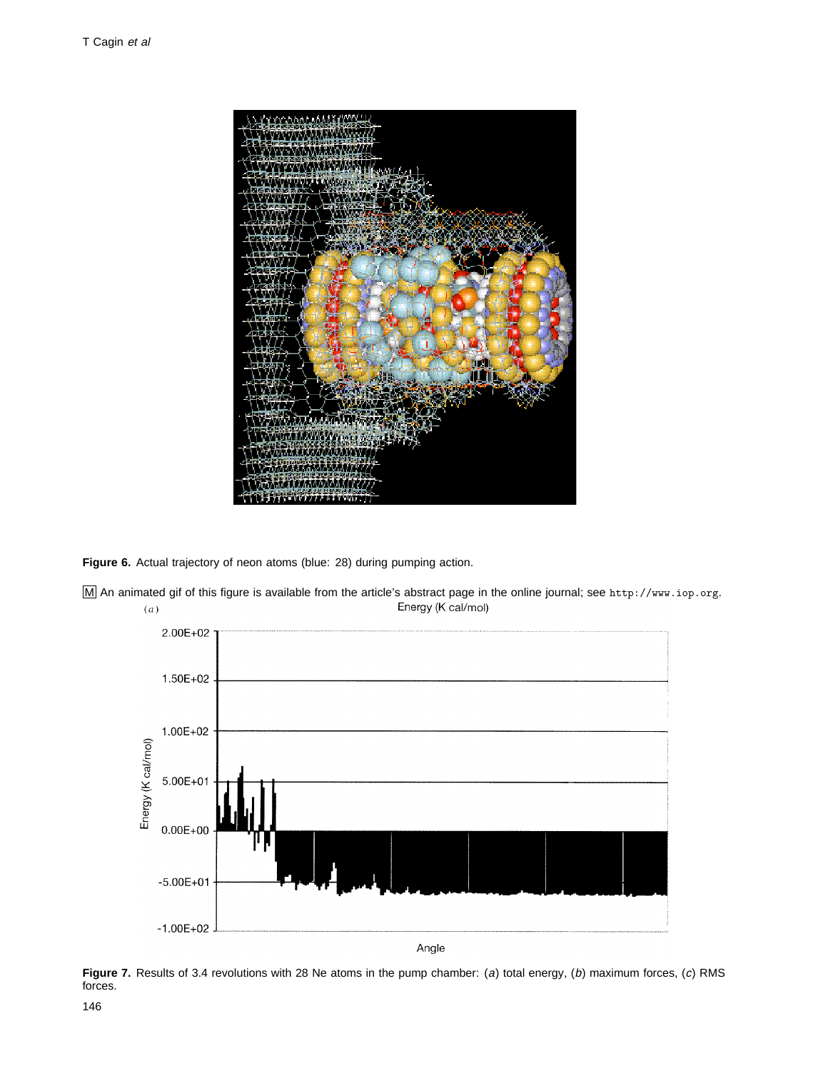**Figure 6.** Actual trajectory of neon atoms (blue: 28) during pumping action.

M An animated gif of this figure is available from the article's abstract page in the online journal; see http://www.iop.org.

**Figure 7.** Results of 3.4 revolutions with 28 Ne atoms in the pump chamber: (*a*) total energy, (*b*) maximum forces, (*c*) RMS forces.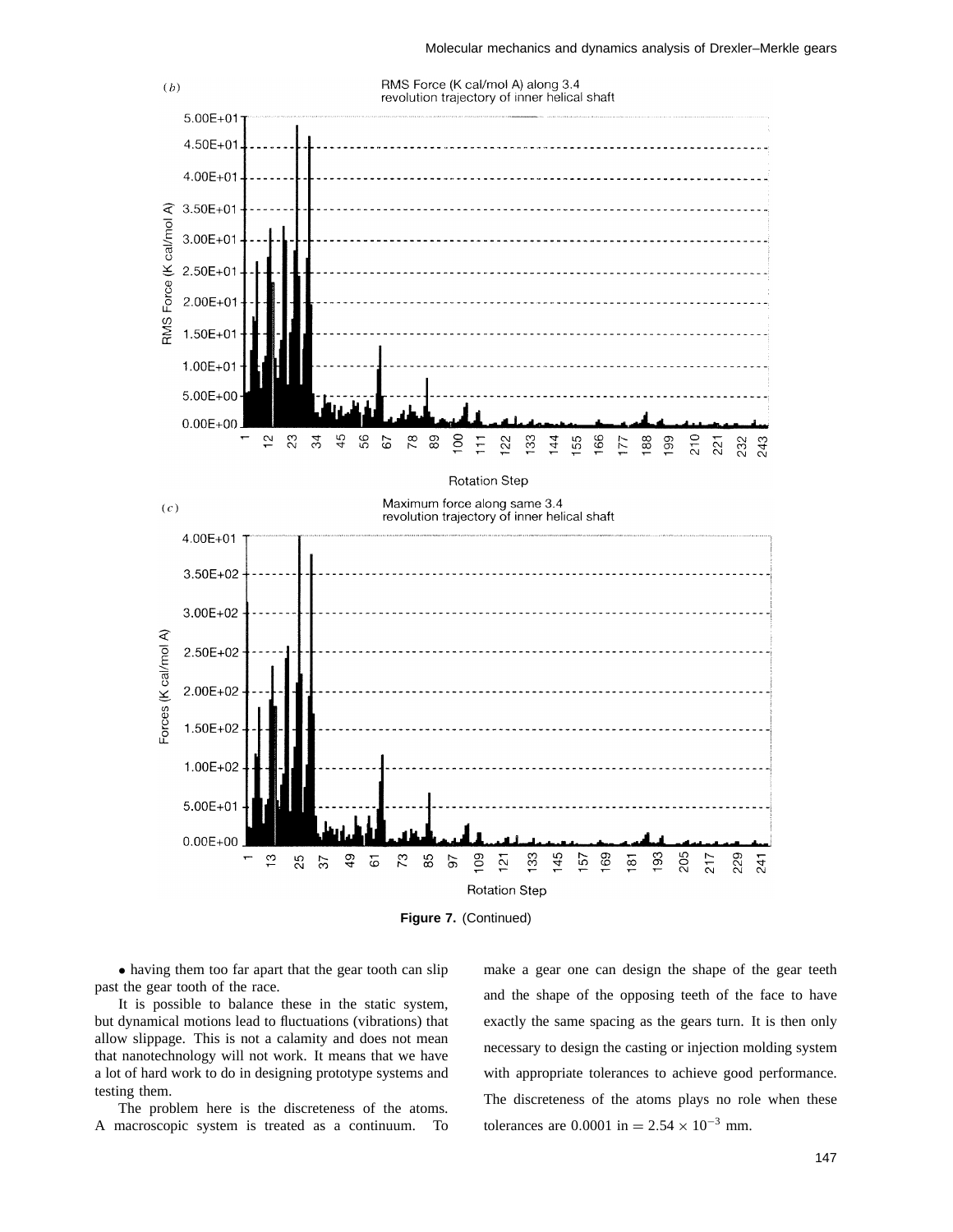(b) RMS Force (K cal/mol A) along 3.4 revolution trajectory of inner helical shaft

(c) Maximum force along same 3.4 revolution trajectory of inner helical shaft

**Figure 7.** (Continued)

- having them too far apart that the gear tooth can slip past the gear tooth of the race.

It is possible to balance these in the static system, but dynamical motions lead to fluctuations (vibrations) that allow slippage. This is not a calamity and does not mean that nanotechnology will not work. It means that we have a lot of hard work to do in designing prototype systems and testing them.

The problem here is the discreteness of the atoms. A macroscopic system is treated as a continuum. To make a gear one can design the shape of the gear teeth and the shape of the opposing teeth of the face to have exactly the same spacing as the gears turn. It is then only necessary to design the casting or injection molding system with appropriate tolerances to achieve good performance. The discreteness of the atoms plays no role when these tolerances are 0.0001 in $= 2.54 \times 10^{-3}$ mm.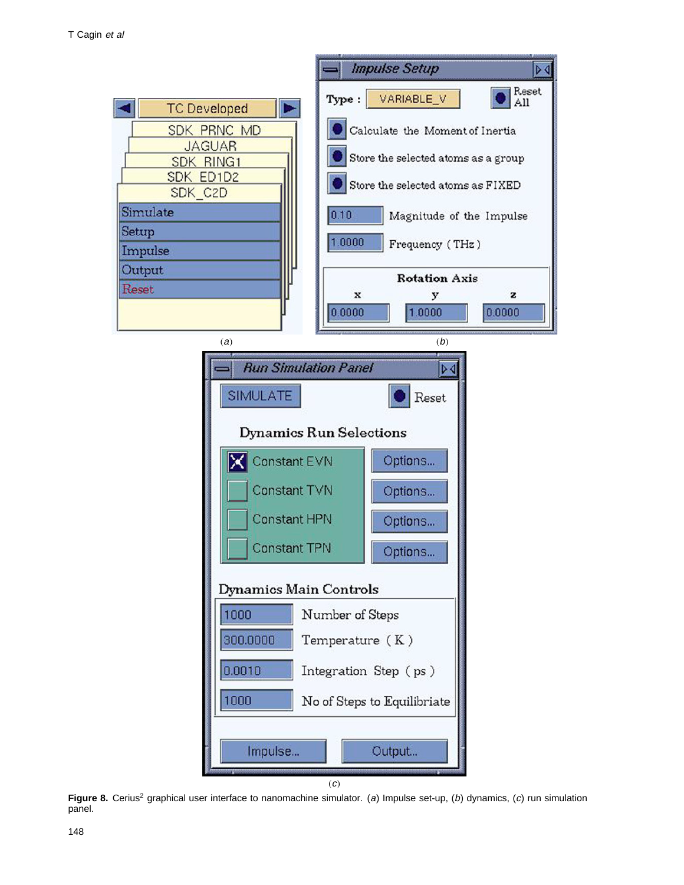(a)

(b)

(c)

**Figure 8.** Cerius[2] graphical user interface to nanomachine simulator. (*a*) Impulse set-up, (*b*) dynamics, (*c*) run simulation panel.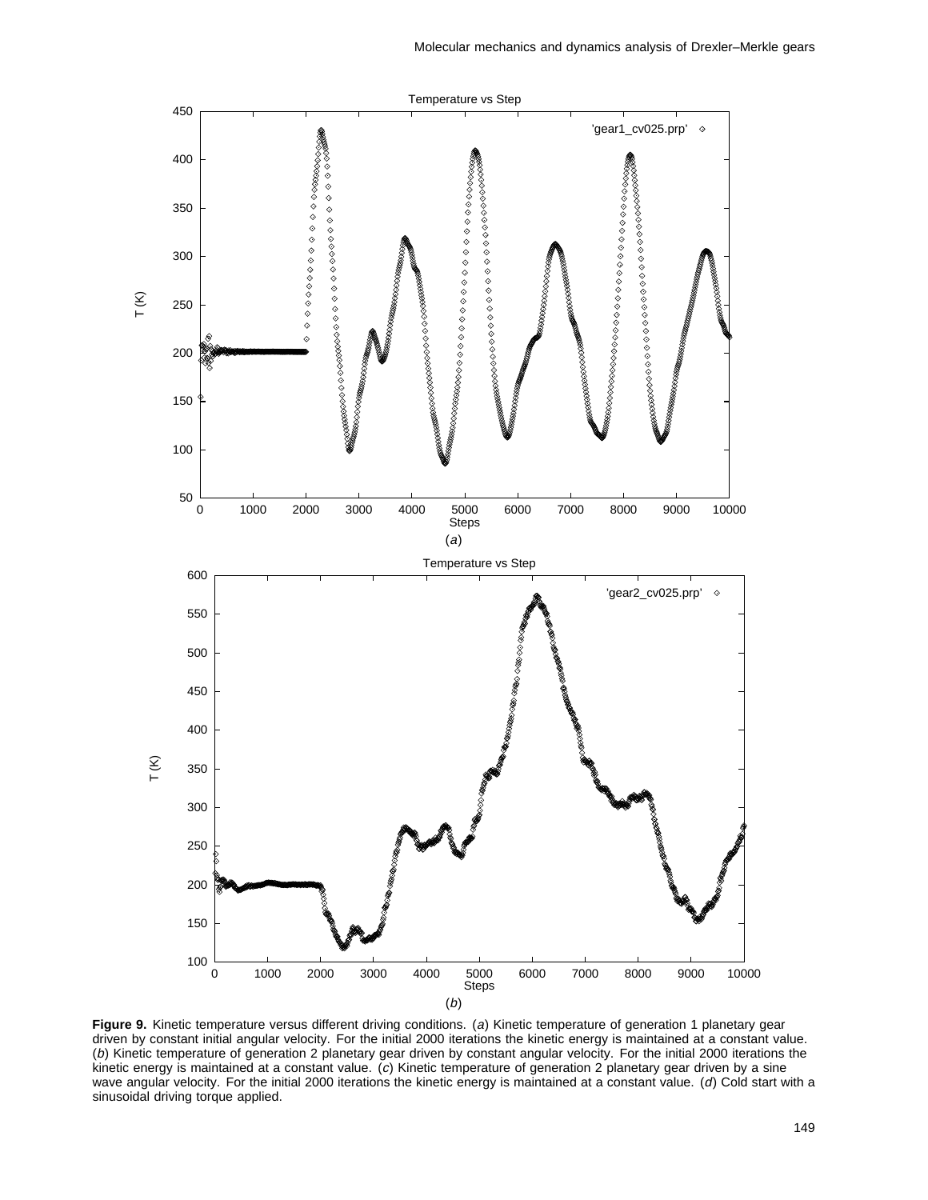Temperature vs Step

(*a*)

Temperature vs Step

(*b*)

**Figure 9.** Kinetic temperature versus different driving conditions. (*a*) Kinetic temperature of generation 1 planetary gear driven by constant initial angular velocity. For the initial 2000 iterations the kinetic energy is maintained at a constant value. (*b*) Kinetic temperature of generation 2 planetary gear driven by constant angular velocity. For the initial 2000 iterations the kinetic energy is maintained at a constant value. (*c*) Kinetic temperature of generation 2 planetary gear driven by a sine wave angular velocity. For the initial 2000 iterations the kinetic energy is maintained at a constant value. (*d*) Cold start with a sinusoidal driving torque applied.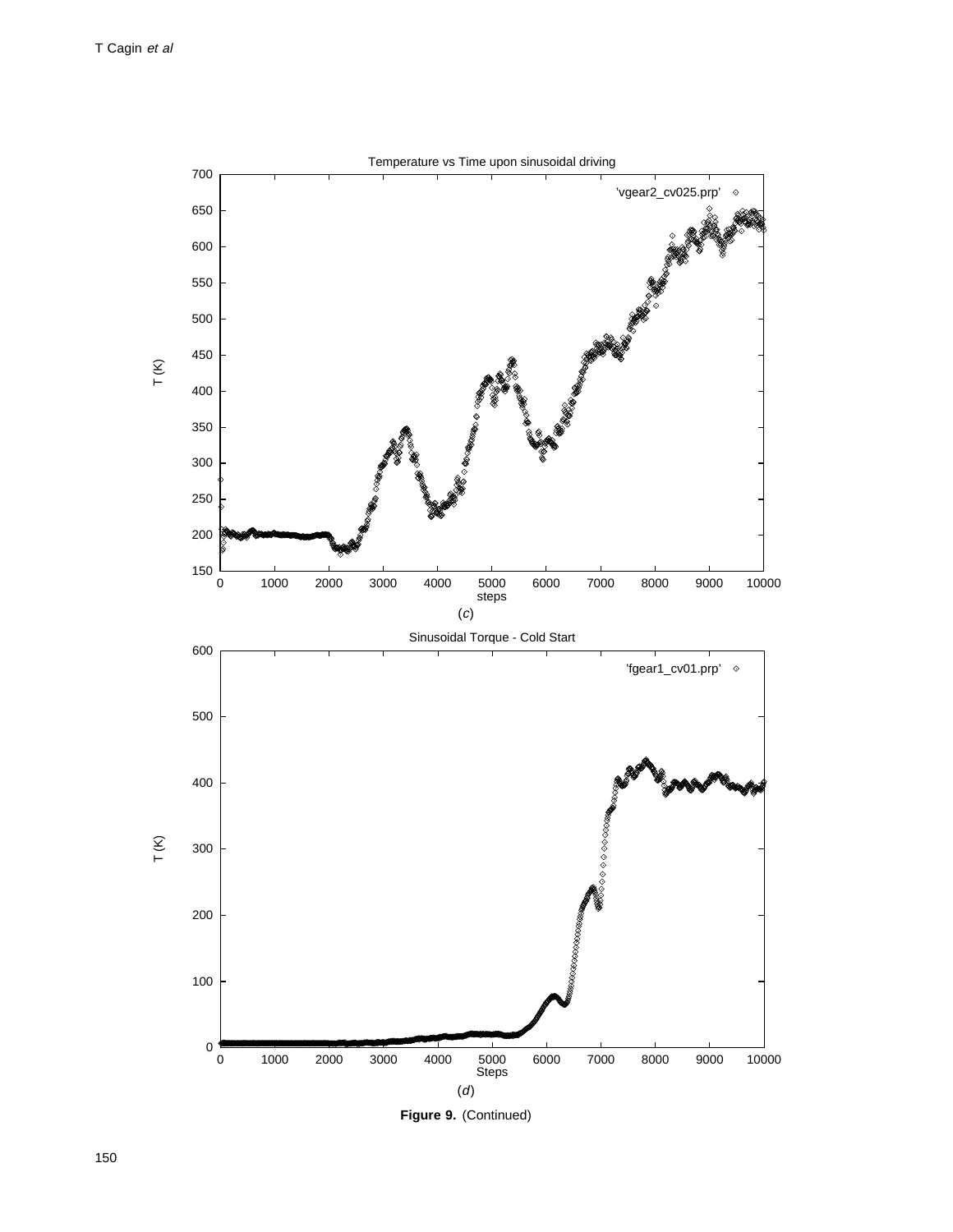Temperature vs Time upon sinusoidal driving

(*c*)

Sinusoidal Torque - Cold Start

(*d*)

**Figure 9.** (Continued)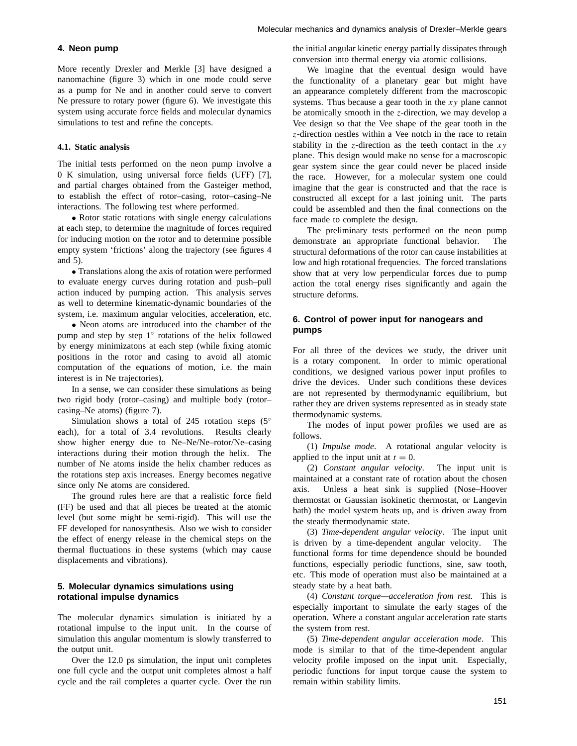## 4. Neon pump

More recently Drexler and Merkle [3] have designed a nanomachine (figure 3) which in one mode could serve as a pump for Ne and in another could serve to convert Ne pressure to rotary power (figure 6). We investigate this system using accurate force fields and molecular dynamics simulations to test and refine the concepts.

### 4.1. Static analysis

The initial tests performed on the neon pump involve a 0 K simulation, using universal force fields (UFF) [7], and partial charges obtained from the Gasteiger method, to establish the effect of rotor–casing, rotor–casing–Ne interactions. The following test where performed.

• Rotor static rotations with single energy calculations at each step, to determine the magnitude of forces required for inducing motion on the rotor and to determine possible empty system 'frictions' along the trajectory (see figures 4 and 5).

• Translations along the axis of rotation were performed to evaluate energy curves during rotation and push–pull action induced by pumping action. This analysis serves as well to determine kinematic-dynamic boundaries of the system, i.e. maximum angular velocities, acceleration, etc.

• Neon atoms are introduced into the chamber of the pump and step by step 1° rotations of the helix followed by energy minimizatons at each step (while fixing atomic positions in the rotor and casing to avoid all atomic computation of the equations of motion, i.e. the main interest is in Ne trajectories).

In a sense, we can consider these simulations as being two rigid body (rotor–casing) and multiple body (rotor–casing–Ne atoms) (figure 7).

Simulation shows a total of 245 rotation steps (5° each), for a total of 3.4 revolutions. Results clearly show higher energy due to Ne–Ne/Ne–rotor/Ne–casing interactions during their motion through the helix. The number of Ne atoms inside the helix chamber reduces as the rotations step axis increases. Energy becomes negative since only Ne atoms are considered.

The ground rules here are that a realistic force field (FF) be used and that all pieces be treated at the atomic level (but some might be semi-rigid). This will use the FF developed for nanosynthesis. Also we wish to consider the effect of energy release in the chemical steps on the thermal fluctuations in these systems (which may cause displacements and vibrations).

## 5. Molecular dynamics simulations using rotational impulse dynamics

The molecular dynamics simulation is initiated by a rotational impulse to the input unit. In the course of simulation this angular momentum is slowly transferred to the output unit.

Over the 12.0 ps simulation, the input unit completes one full cycle and the output unit completes almost a half cycle and the rail completes a quarter cycle. Over the run the initial angular kinetic energy partially dissipates through conversion into thermal energy via atomic collisions.

We imagine that the eventual design would have the functionality of a planetary gear but might have an appearance completely different from the macroscopic systems. Thus because a gear tooth in the $xy$ plane cannot be atomically smooth in the $z$-direction, we may develop a Vee design so that the Vee shape of the gear tooth in the $z$-direction nestles within a Vee notch in the race to retain stability in the $z$-direction as the teeth contact in the $xy$ plane. This design would make no sense for a macroscopic gear system since the gear could never be placed inside the race. However, for a molecular system one could imagine that the gear is constructed and that the race is constructed all except for a last joining unit. The parts could be assembled and then the final connections on the face made to complete the design.

The preliminary tests performed on the neon pump demonstrate an appropriate functional behavior. The structural deformations of the rotor can cause instabilities at low and high rotational frequencies. The forced translations show that at very low perpendicular forces due to pump action the total energy rises significantly and again the structure deforms.

## 6. Control of power input for nanogears and pumps

For all three of the devices we study, the driver unit is a rotary component. In order to mimic operational conditions, we designed various power input profiles to drive the devices. Under such conditions these devices are not represented by thermodynamic equilibrium, but rather they are driven systems represented as in steady state thermodynamic systems.

The modes of input power profiles we used are as follows.

(1) *Impulse mode*. A rotational angular velocity is applied to the input unit at $t = 0$.

(2) *Constant angular velocity*. The input unit is maintained at a constant rate of rotation about the chosen axis. Unless a heat sink is supplied (Nose–Hoover thermostat or Gaussian isokinetic thermostat, or Langevin bath) the model system heats up, and is driven away from the steady thermodynamic state.

(3) *Time-dependent angular velocity*. The input unit is driven by a time-dependent angular velocity. The functional forms for time dependence should be bounded functions, especially periodic functions, sine, saw tooth, etc. This mode of operation must also be maintained at a steady state by a heat bath.

(4) *Constant torque—acceleration from rest*. This is especially important to simulate the early stages of the operation. Where a constant angular acceleration rate starts the system from rest.

(5) *Time-dependent angular acceleration mode*. This mode is similar to that of the time-dependent angular velocity profile imposed on the input unit. Especially, periodic functions for input torque cause the system to remain within stability limits.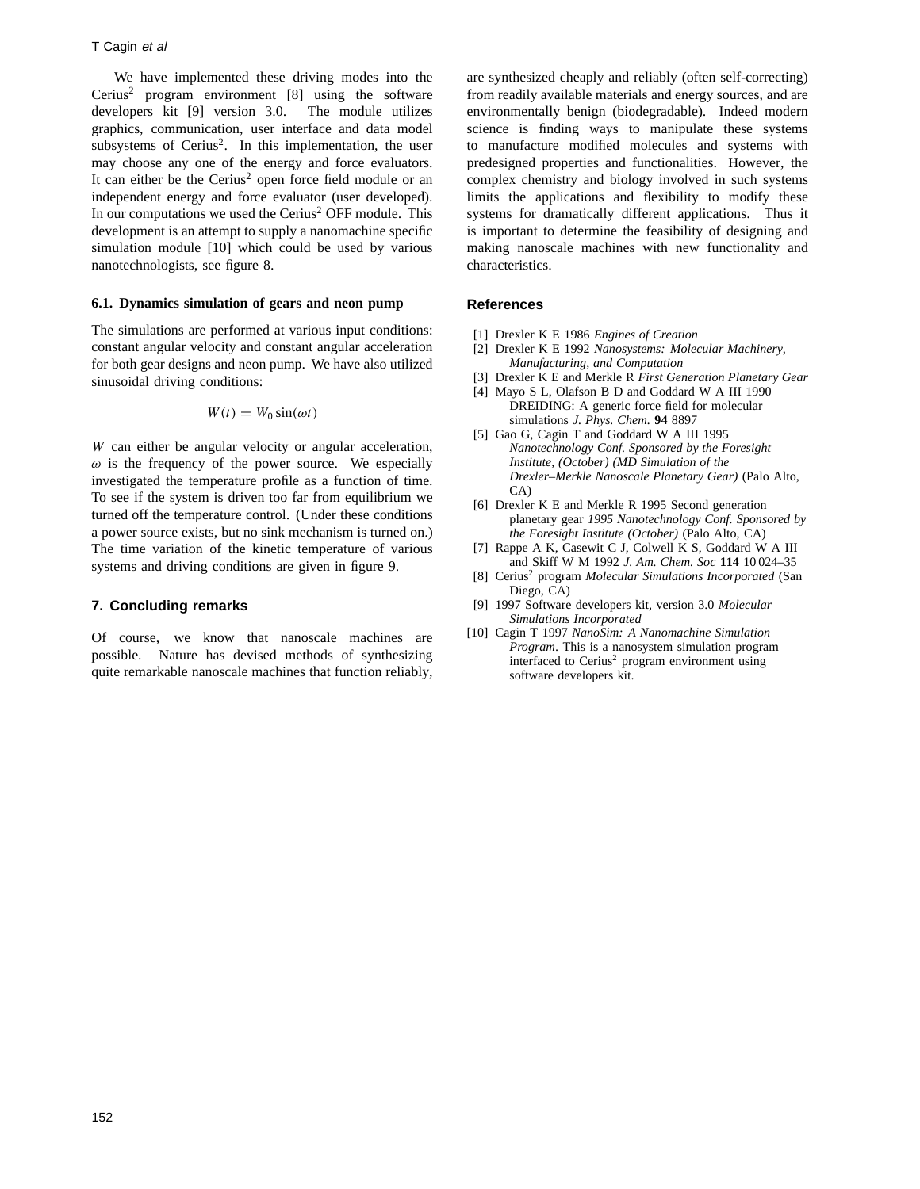We have implemented these driving modes into the Cerius$^2$ program environment [8] using the software developers kit [9] version 3.0. The module utilizes graphics, communication, user interface and data model subsystems of Cerius$^2$. In this implementation, the user may choose any one of the energy and force evaluators. It can either be the Cerius$^2$ open force field module or an independent energy and force evaluator (user developed). In our computations we used the Cerius$^2$ OFF module. This development is an attempt to supply a nanomachine specific simulation module [10] which could be used by various nanotechnologists, see figure 8.

### 6.1. Dynamics simulation of gears and neon pump

The simulations are performed at various input conditions: constant angular velocity and constant angular acceleration for both gear designs and neon pump. We have also utilized sinusoidal driving conditions:

$$W(t) = W_0 \sin(\omega t)$$

$W$ can either be angular velocity or angular acceleration, $\omega$ is the frequency of the power source. We especially investigated the temperature profile as a function of time. To see if the system is driven too far from equilibrium we turned off the temperature control. (Under these conditions a power source exists, but no sink mechanism is turned on.) The time variation of the kinetic temperature of various systems and driving conditions are given in figure 9.

## 7. Concluding remarks

Of course, we know that nanoscale machines are possible. Nature has devised methods of synthesizing quite remarkable nanoscale machines that function reliably, are synthesized cheaply and reliably (often self-correcting) from readily available materials and energy sources, and are environmentally benign (biodegradable). Indeed modern science is finding ways to manipulate these systems to manufacture modified molecules and systems with predesigned properties and functionalities. However, the complex chemistry and biology involved in such systems limits the applications and flexibility to modify these systems for dramatically different applications. Thus it is important to determine the feasibility of designing and making nanoscale machines with new functionality and characteristics.

## References

[1] Drexler K E 1986 *Engines of Creation*

[2] Drexler K E 1992 *Nanosystems: Molecular Machinery, Manufacturing, and Computation*

[3] Drexler K E and Merkle R *First Generation Planetary Gear*

[4] Mayo S L, Olafson B D and Goddard W A III 1990 DREIDING: A generic force field for molecular simulations *J. Phys. Chem.* **94** 8897

[5] Gao G, Cagin T and Goddard W A III 1995 *Nanotechnology Conf. Sponsored by the Foresight Institute, (October) (MD Simulation of the Drexler–Merkle Nanoscale Planetary Gear)* (Palo Alto, CA)

[6] Drexler K E and Merkle R 1995 Second generation planetary gear *1995 Nanotechnology Conf. Sponsored by the Foresight Institute (October)* (Palo Alto, CA)

[7] Rappe A K, Casewit C J, Colwell K S, Goddard W A III and Skiff W M 1992 *J. Am. Chem. Soc* **114** 10 024–35

[8] Cerius$^2$ program *Molecular Simulations Incorporated* (San Diego, CA)

[9] 1997 Software developers kit, version 3.0 *Molecular Simulations Incorporated*

[10] Cagin T 1997 *NanoSim: A Nanomachine Simulation Program*. This is a nanosystem simulation program interfaced to Cerius$^2$ program environment using software developers kit.